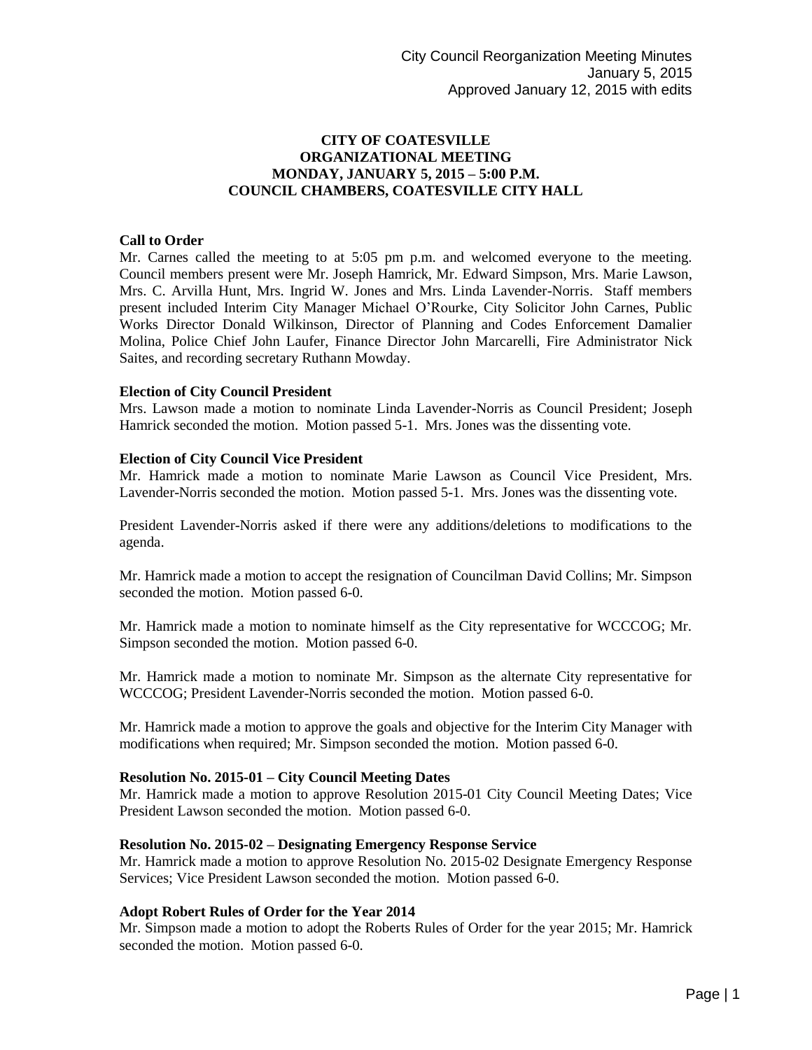City Council Reorganization Meeting Minutes
January 5, 2015
Approved January 12, 2015 with edits

**CITY OF COATESVILLE**
**ORGANIZATIONAL MEETING**
**MONDAY, JANUARY 5, 2015 – 5:00 P.M.**
**COUNCIL CHAMBERS, COATESVILLE CITY HALL**

**Call to Order**

Mr. Carnes called the meeting to at 5:05 pm p.m. and welcomed everyone to the meeting. Council members present were Mr. Joseph Hamrick, Mr. Edward Simpson, Mrs. Marie Lawson, Mrs. C. Arvilla Hunt, Mrs. Ingrid W. Jones and Mrs. Linda Lavender-Norris. Staff members present included Interim City Manager Michael O'Rourke, City Solicitor John Carnes, Public Works Director Donald Wilkinson, Director of Planning and Codes Enforcement Damalier Molina, Police Chief John Laufer, Finance Director John Marcarelli, Fire Administrator Nick Saites, and recording secretary Ruthann Mowday.

**Election of City Council President**

Mrs. Lawson made a motion to nominate Linda Lavender-Norris as Council President; Joseph Hamrick seconded the motion. Motion passed 5-1. Mrs. Jones was the dissenting vote.

**Election of City Council Vice President**

Mr. Hamrick made a motion to nominate Marie Lawson as Council Vice President, Mrs. Lavender-Norris seconded the motion. Motion passed 5-1. Mrs. Jones was the dissenting vote.

President Lavender-Norris asked if there were any additions/deletions to modifications to the agenda.

Mr. Hamrick made a motion to accept the resignation of Councilman David Collins; Mr. Simpson seconded the motion. Motion passed 6-0.

Mr. Hamrick made a motion to nominate himself as the City representative for WCCCOG; Mr. Simpson seconded the motion. Motion passed 6-0.

Mr. Hamrick made a motion to nominate Mr. Simpson as the alternate City representative for WCCCOG; President Lavender-Norris seconded the motion. Motion passed 6-0.

Mr. Hamrick made a motion to approve the goals and objective for the Interim City Manager with modifications when required; Mr. Simpson seconded the motion. Motion passed 6-0.

**Resolution No. 2015-01 – City Council Meeting Dates**

Mr. Hamrick made a motion to approve Resolution 2015-01 City Council Meeting Dates; Vice President Lawson seconded the motion. Motion passed 6-0.

**Resolution No. 2015-02 – Designating Emergency Response Service**

Mr. Hamrick made a motion to approve Resolution No. 2015-02 Designate Emergency Response Services; Vice President Lawson seconded the motion. Motion passed 6-0.

**Adopt Robert Rules of Order for the Year 2014**

Mr. Simpson made a motion to adopt the Roberts Rules of Order for the year 2015; Mr. Hamrick seconded the motion. Motion passed 6-0.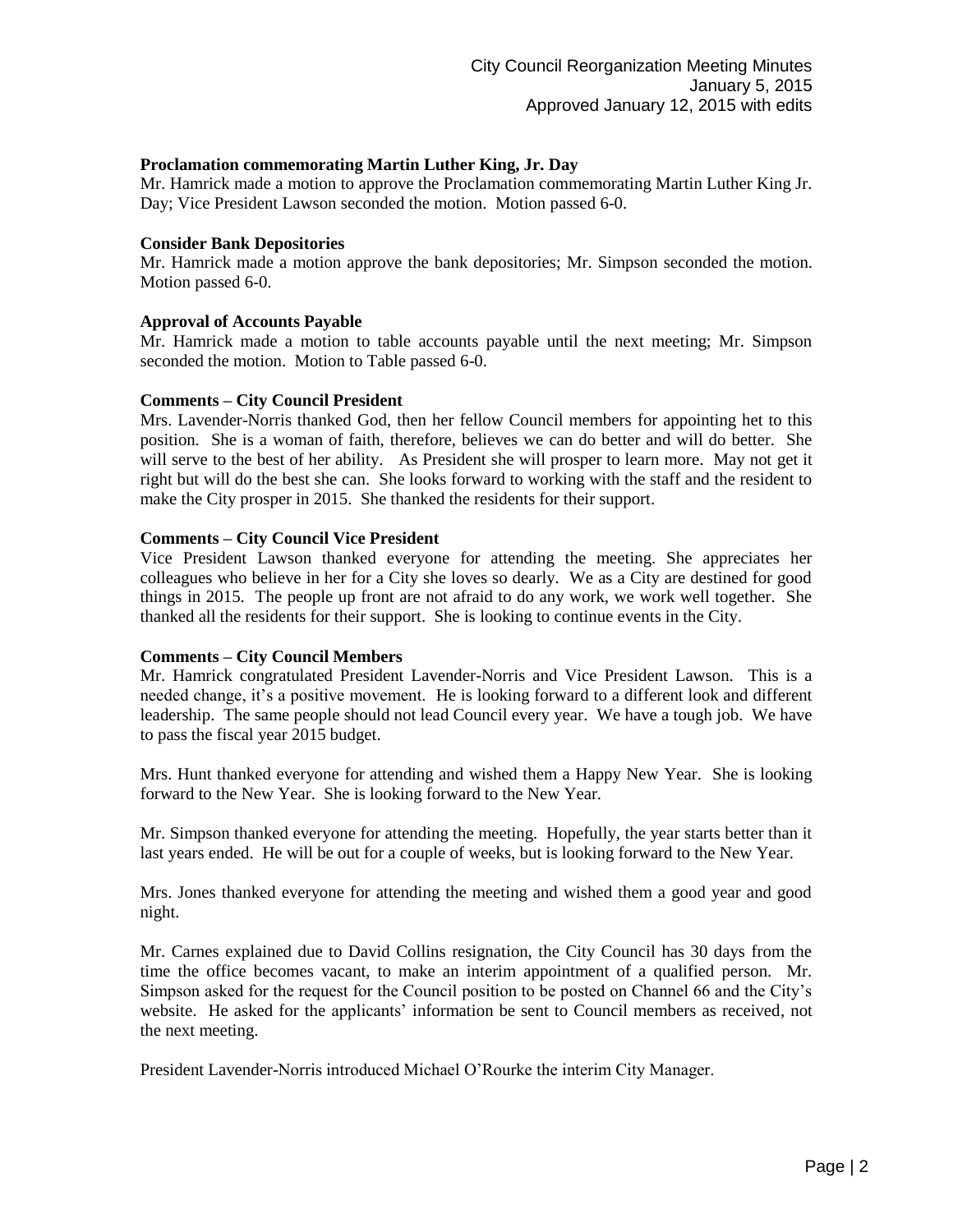**Proclamation commemorating Martin Luther King, Jr. Day**

Mr. Hamrick made a motion to approve the Proclamation commemorating Martin Luther King Jr. Day; Vice President Lawson seconded the motion. Motion passed 6-0.

**Consider Bank Depositories**

Mr. Hamrick made a motion approve the bank depositories; Mr. Simpson seconded the motion. Motion passed 6-0.

**Approval of Accounts Payable**

Mr. Hamrick made a motion to table accounts payable until the next meeting; Mr. Simpson seconded the motion. Motion to Table passed 6-0.

**Comments – City Council President**

Mrs. Lavender-Norris thanked God, then her fellow Council members for appointing het to this position. She is a woman of faith, therefore, believes we can do better and will do better. She will serve to the best of her ability. As President she will prosper to learn more. May not get it right but will do the best she can. She looks forward to working with the staff and the resident to make the City prosper in 2015. She thanked the residents for their support.

**Comments – City Council Vice President**

Vice President Lawson thanked everyone for attending the meeting. She appreciates her colleagues who believe in her for a City she loves so dearly. We as a City are destined for good things in 2015. The people up front are not afraid to do any work, we work well together. She thanked all the residents for their support. She is looking to continue events in the City.

**Comments – City Council Members**

Mr. Hamrick congratulated President Lavender-Norris and Vice President Lawson. This is a needed change, it's a positive movement. He is looking forward to a different look and different leadership. The same people should not lead Council every year. We have a tough job. We have to pass the fiscal year 2015 budget.

Mrs. Hunt thanked everyone for attending and wished them a Happy New Year. She is looking forward to the New Year. She is looking forward to the New Year.

Mr. Simpson thanked everyone for attending the meeting. Hopefully, the year starts better than it last years ended. He will be out for a couple of weeks, but is looking forward to the New Year.

Mrs. Jones thanked everyone for attending the meeting and wished them a good year and good night.

Mr. Carnes explained due to David Collins resignation, the City Council has 30 days from the time the office becomes vacant, to make an interim appointment of a qualified person. Mr. Simpson asked for the request for the Council position to be posted on Channel 66 and the City's website. He asked for the applicants' information be sent to Council members as received, not the next meeting.

President Lavender-Norris introduced Michael O'Rourke the interim City Manager.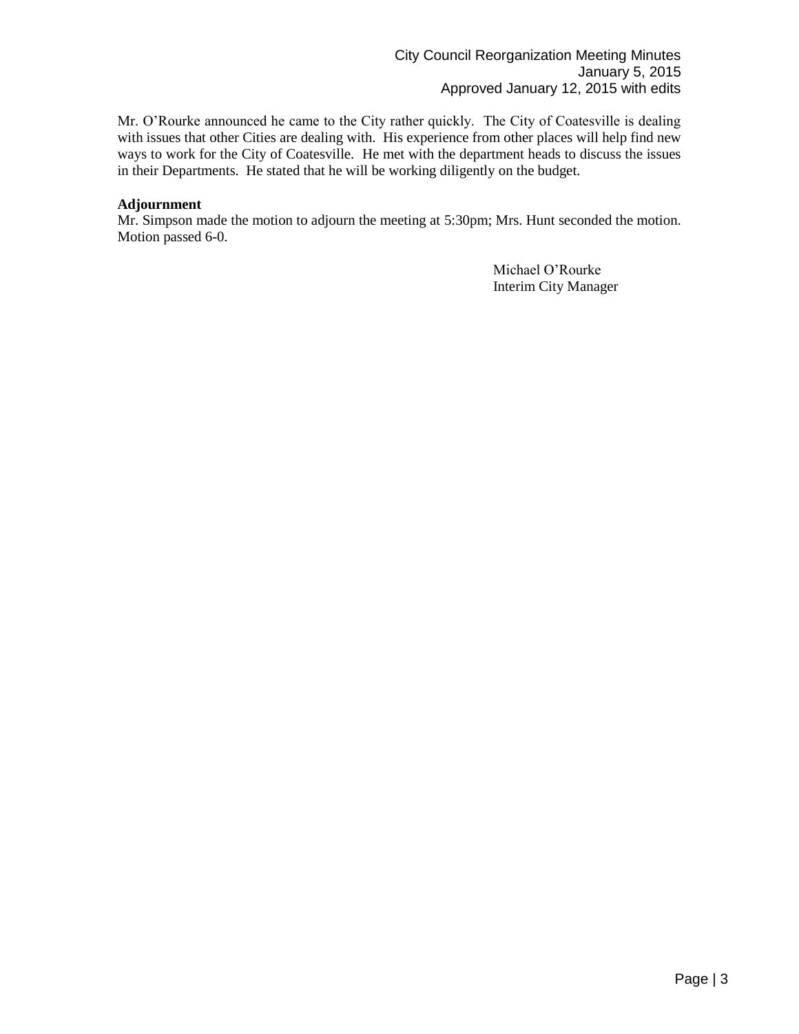Mr. O'Rourke announced he came to the City rather quickly. The City of Coatesville is dealing with issues that other Cities are dealing with. His experience from other places will help find new ways to work for the City of Coatesville. He met with the department heads to discuss the issues in their Departments. He stated that he will be working diligently on the budget.

**Adjournment**

Mr. Simpson made the motion to adjourn the meeting at 5:30pm; Mrs. Hunt seconded the motion. Motion passed 6-0.

Michael O'Rourke
Interim City Manager